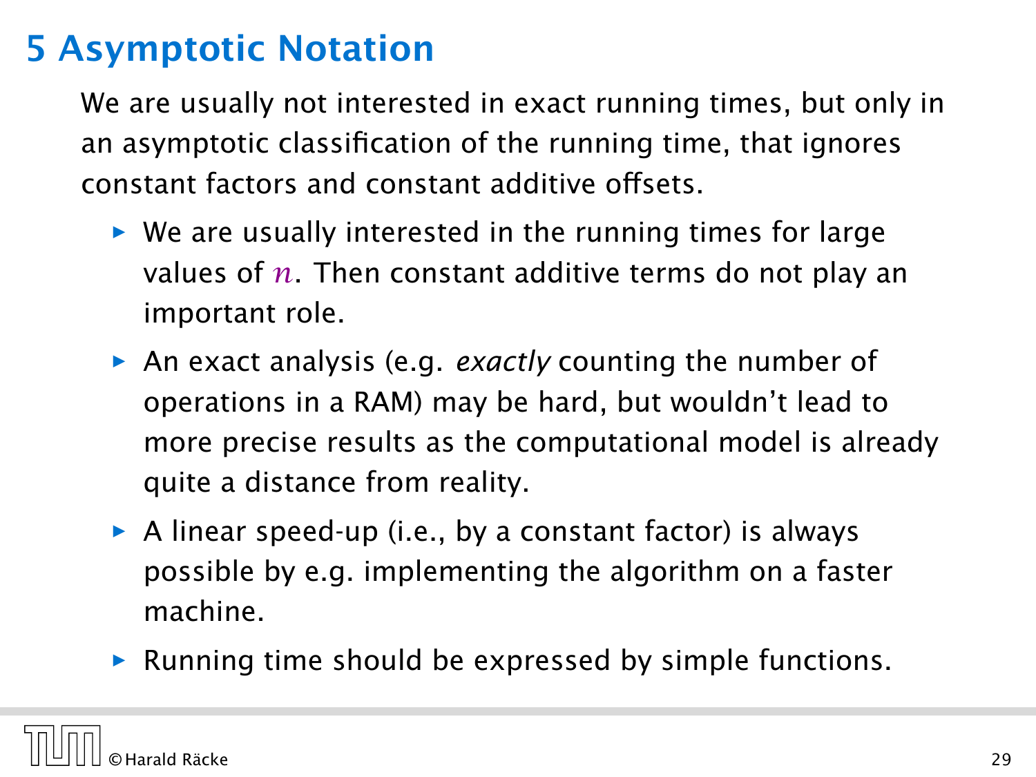# 5 Asymptotic Notation

We are usually not interested in exact running times, but only in an asymptotic classification of the running time, that ignores constant factors and constant additive offsets.

- We are usually interested in the running times for large values of $n$. Then constant additive terms do not play an important role.
- An exact analysis (e.g. *exactly* counting the number of operations in a RAM) may be hard, but wouldn't lead to more precise results as the computational model is already quite a distance from reality.
- A linear speed-up (i.e., by a constant factor) is always possible by e.g. implementing the algorithm on a faster machine.
- Running time should be expressed by simple functions.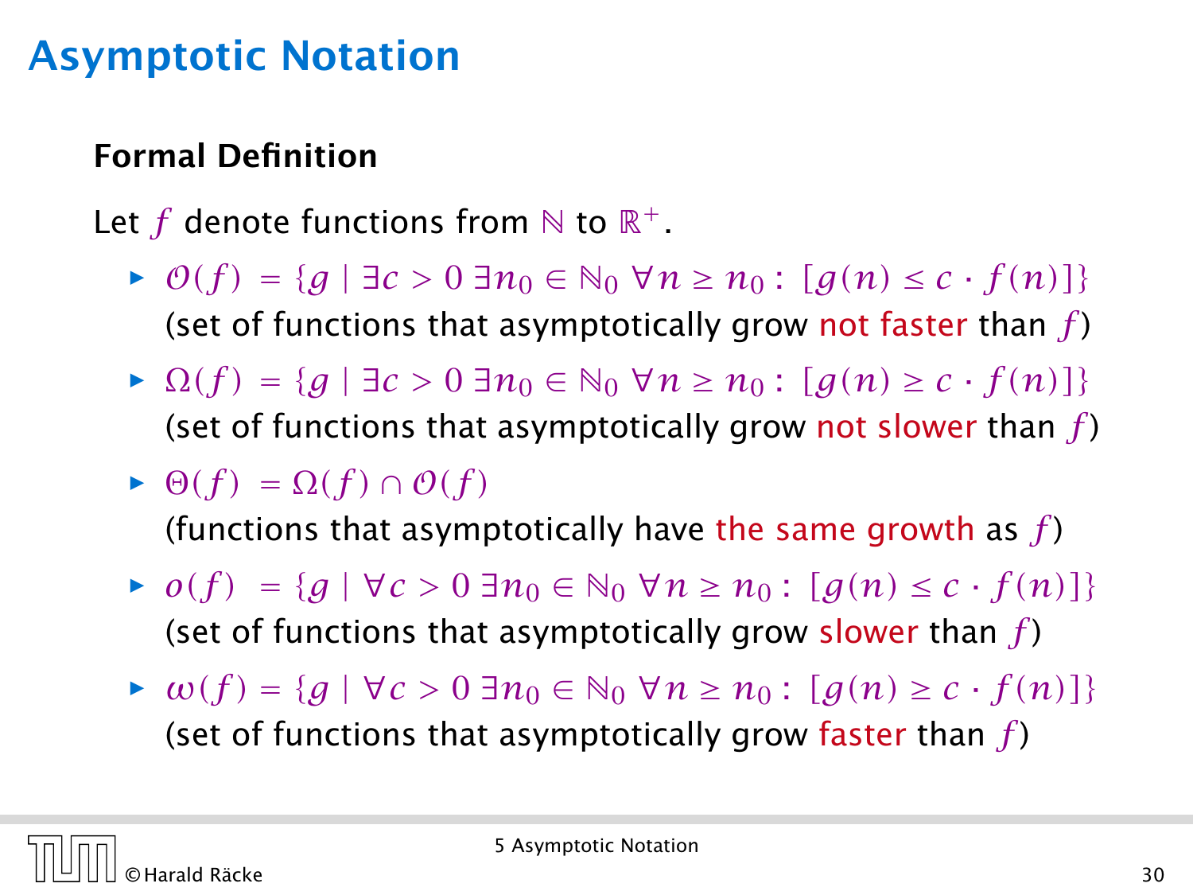# Asymptotic Notation

**Formal Definition**

Let $f$ denote functions from $\mathbb{N}$ to $\mathbb{R}^+$.

- $\mathcal{O}(f) = \{g \mid \exists c > 0\ \exists n_0 \in \mathbb{N}_0\ \forall n \geq n_0 : [g(n) \leq c \cdot f(n)]\}$
  (set of functions that asymptotically grow not faster than $f$)
- $\Omega(f) = \{g \mid \exists c > 0\ \exists n_0 \in \mathbb{N}_0\ \forall n \geq n_0 : [g(n) \geq c \cdot f(n)]\}$
  (set of functions that asymptotically grow not slower than $f$)
- $\Theta(f) = \Omega(f) \cap \mathcal{O}(f)$
  (functions that asymptotically have the same growth as $f$)
- $o(f) = \{g \mid \forall c > 0\ \exists n_0 \in \mathbb{N}_0\ \forall n \geq n_0 : [g(n) \leq c \cdot f(n)]\}$
  (set of functions that asymptotically grow slower than $f$)
- $\omega(f) = \{g \mid \forall c > 0\ \exists n_0 \in \mathbb{N}_0\ \forall n \geq n_0 : [g(n) \geq c \cdot f(n)]\}$
  (set of functions that asymptotically grow faster than $f$)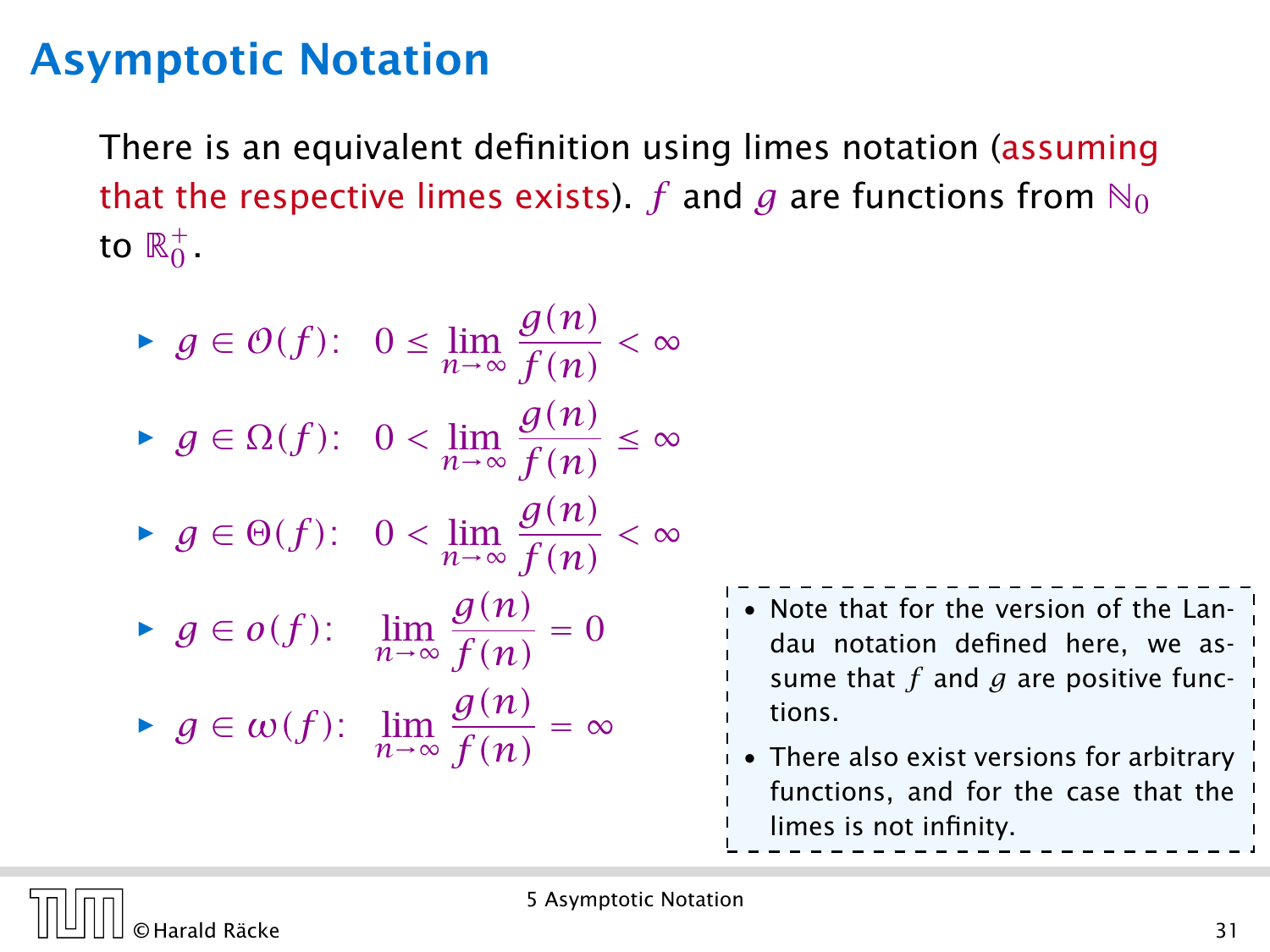# Asymptotic Notation

There is an equivalent definition using limes notation (assuming that the respective limes exists). $f$ and $g$ are functions from $\mathbb{N}_0$ to $\mathbb{R}_0^+$.

- $g \in \mathcal{O}(f)$: $\quad 0 \leq \lim_{n\to\infty} \frac{g(n)}{f(n)} < \infty$
- $g \in \Omega(f)$: $\quad 0 < \lim_{n\to\infty} \frac{g(n)}{f(n)} \leq \infty$
- $g \in \Theta(f)$: $\quad 0 < \lim_{n\to\infty} \frac{g(n)}{f(n)} < \infty$
- $g \in o(f)$: $\quad \lim_{n\to\infty} \frac{g(n)}{f(n)} = 0$
- $g \in \omega(f)$: $\quad \lim_{n\to\infty} \frac{g(n)}{f(n)} = \infty$

- Note that for the version of the Landau notation defined here, we assume that $f$ and $g$ are positive functions.
- There also exist versions for arbitrary functions, and for the case that the limes is not infinity.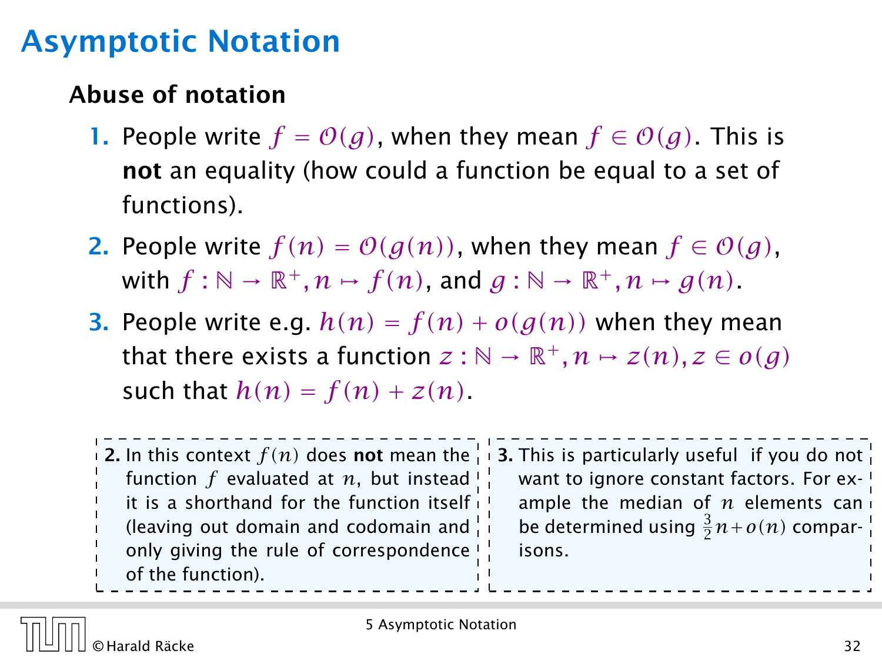# Asymptotic Notation

### Abuse of notation

1. People write $f = \mathcal{O}(g)$, when they mean $f \in \mathcal{O}(g)$. This is **not** an equality (how could a function be equal to a set of functions).
2. People write $f(n) = \mathcal{O}(g(n))$, when they mean $f \in \mathcal{O}(g)$, with $f : \mathbb{N} \to \mathbb{R}^+, n \mapsto f(n)$, and $g : \mathbb{N} \to \mathbb{R}^+, n \mapsto g(n)$.
3. People write e.g. $h(n) = f(n) + o(g(n))$ when they mean that there exists a function $z : \mathbb{N} \to \mathbb{R}^+, n \mapsto z(n), z \in o(g)$ such that $h(n) = f(n) + z(n)$.

**2.** In this context $f(n)$ does **not** mean the function $f$ evaluated at $n$, but instead it is a shorthand for the function itself (leaving out domain and codomain and only giving the rule of correspondence of the function).

**3.** This is particularly useful if you do not want to ignore constant factors. For example the median of $n$ elements can be determined using $\frac{3}{2}n + o(n)$ comparisons.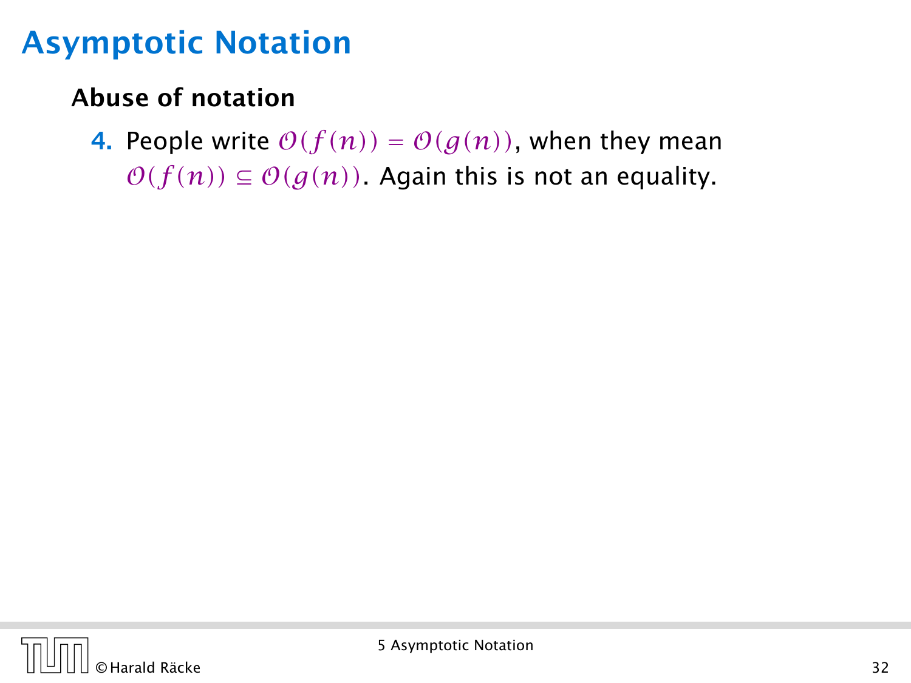# Asymptotic Notation

## Abuse of notation

4. People write $\mathcal{O}(f(n)) = \mathcal{O}(g(n))$, when they mean $\mathcal{O}(f(n)) \subseteq \mathcal{O}(g(n))$. Again this is not an equality.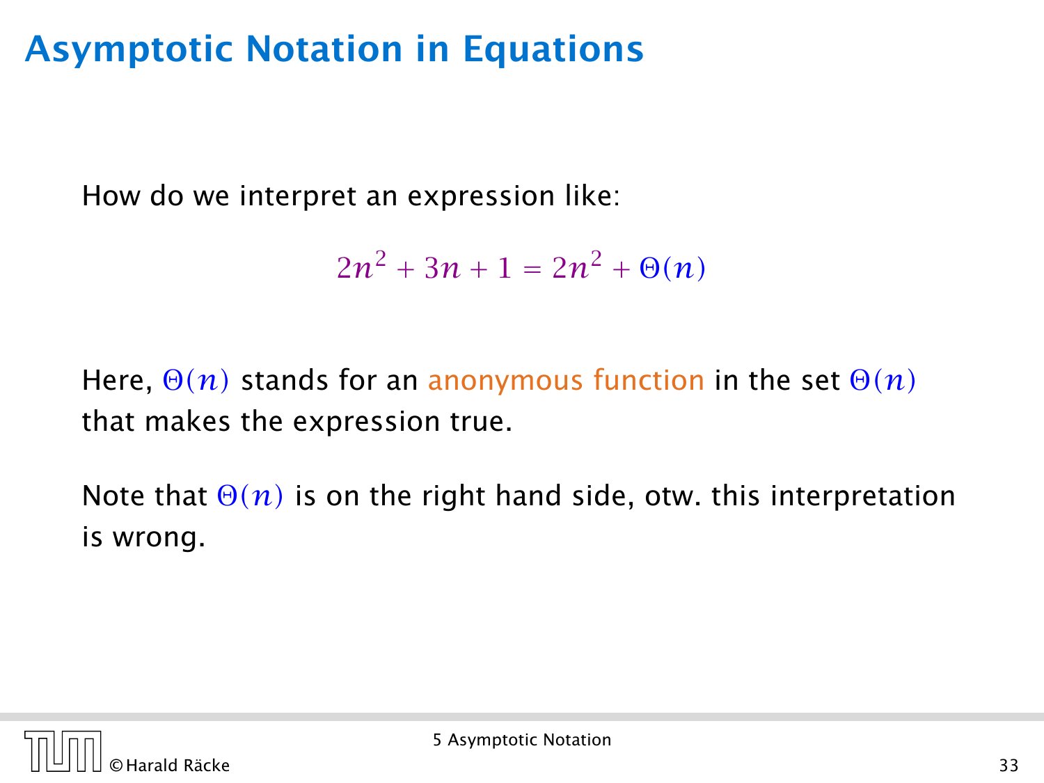# Asymptotic Notation in Equations

How do we interpret an expression like:

$$2n^2 + 3n + 1 = 2n^2 + \Theta(n)$$

Here, $\Theta(n)$ stands for an anonymous function in the set $\Theta(n)$ that makes the expression true.

Note that $\Theta(n)$ is on the right hand side, otw. this interpretation is wrong.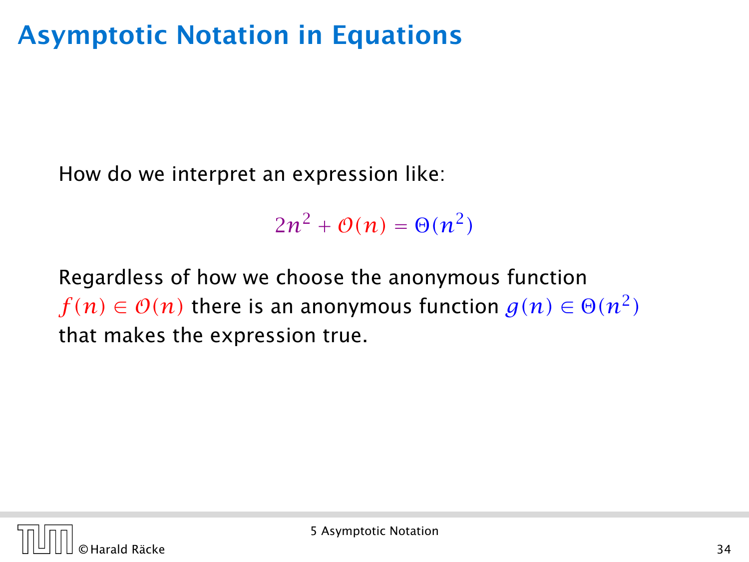# Asymptotic Notation in Equations

How do we interpret an expression like:

$$2n^2 + \mathcal{O}(n) = \Theta(n^2)$$

Regardless of how we choose the anonymous function $f(n) \in \mathcal{O}(n)$ there is an anonymous function $g(n) \in \Theta(n^2)$ that makes the expression true.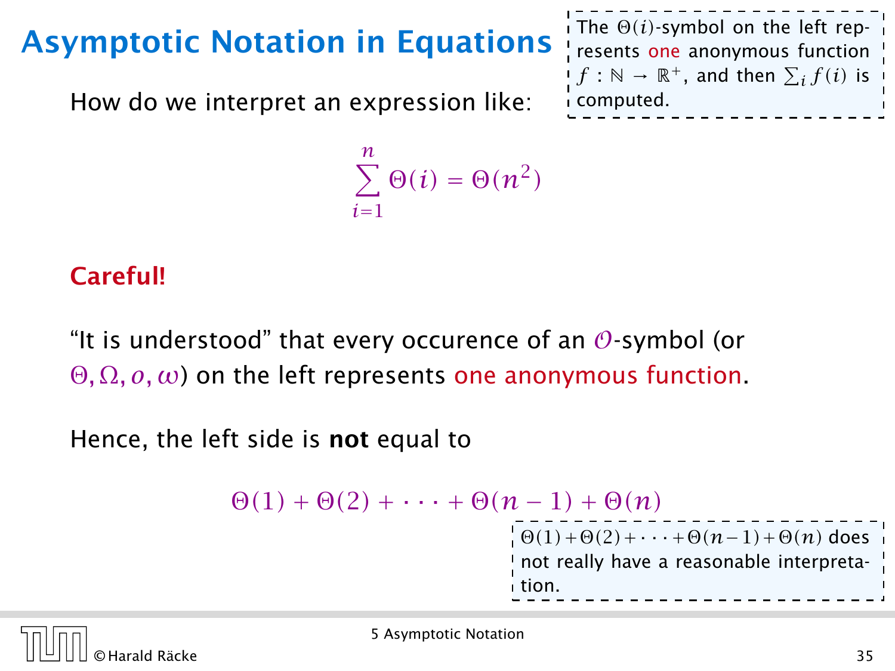# Asymptotic Notation in Equations

> The $\Theta(i)$-symbol on the left represents **one** anonymous function $f : \mathbb{N} \to \mathbb{R}^+$, and then $\sum_i f(i)$ is computed.

How do we interpret an expression like:

$$\sum_{i=1}^{n} \Theta(i) = \Theta(n^2)$$

**Careful!**

"It is understood" that every occurence of an $\mathcal{O}$-symbol (or $\Theta, \Omega, o, \omega$) on the left represents one anonymous function.

Hence, the left side is **not** equal to

$$\Theta(1) + \Theta(2) + \cdots + \Theta(n-1) + \Theta(n)$$

> $\Theta(1) + \Theta(2) + \cdots + \Theta(n-1) + \Theta(n)$ does not really have a reasonable interpretation.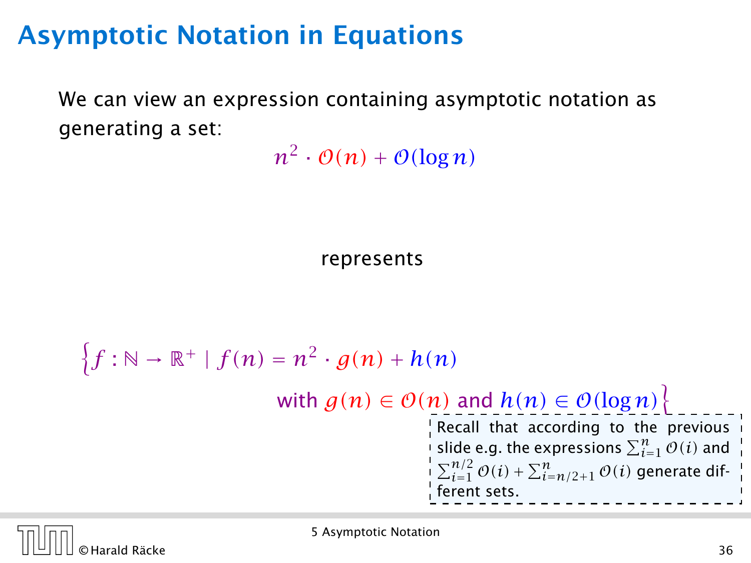# Asymptotic Notation in Equations

We can view an expression containing asymptotic notation as generating a set:

$$n^2 \cdot \mathcal{O}(n) + \mathcal{O}(\log n)$$

represents

$$\Big\{ f : \mathbb{N} \to \mathbb{R}^+ \mid f(n) = n^2 \cdot g(n) + h(n)$$

$$\text{with } g(n) \in \mathcal{O}(n) \text{ and } h(n) \in \mathcal{O}(\log n) \Big\}$$

Recall that according to the previous slide e.g. the expressions $\sum_{i=1}^{n} \mathcal{O}(i)$ and $\sum_{i=1}^{n/2} \mathcal{O}(i) + \sum_{i=n/2+1}^{n} \mathcal{O}(i)$ generate different sets.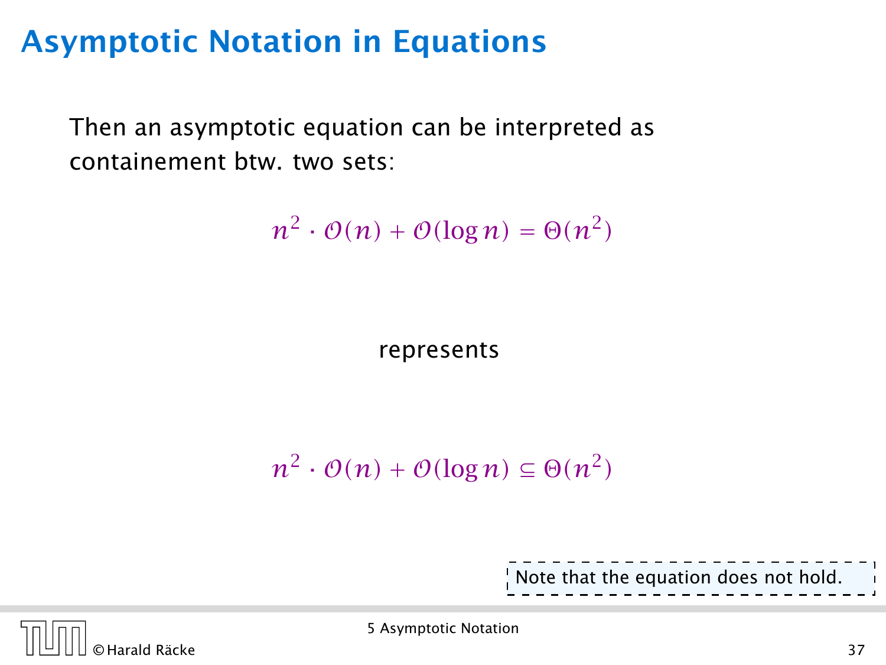# Asymptotic Notation in Equations

Then an asymptotic equation can be interpreted as containement btw. two sets:

$$n^2 \cdot \mathcal{O}(n) + \mathcal{O}(\log n) = \Theta(n^2)$$

represents

$$n^2 \cdot \mathcal{O}(n) + \mathcal{O}(\log n) \subseteq \Theta(n^2)$$

Note that the equation does not hold.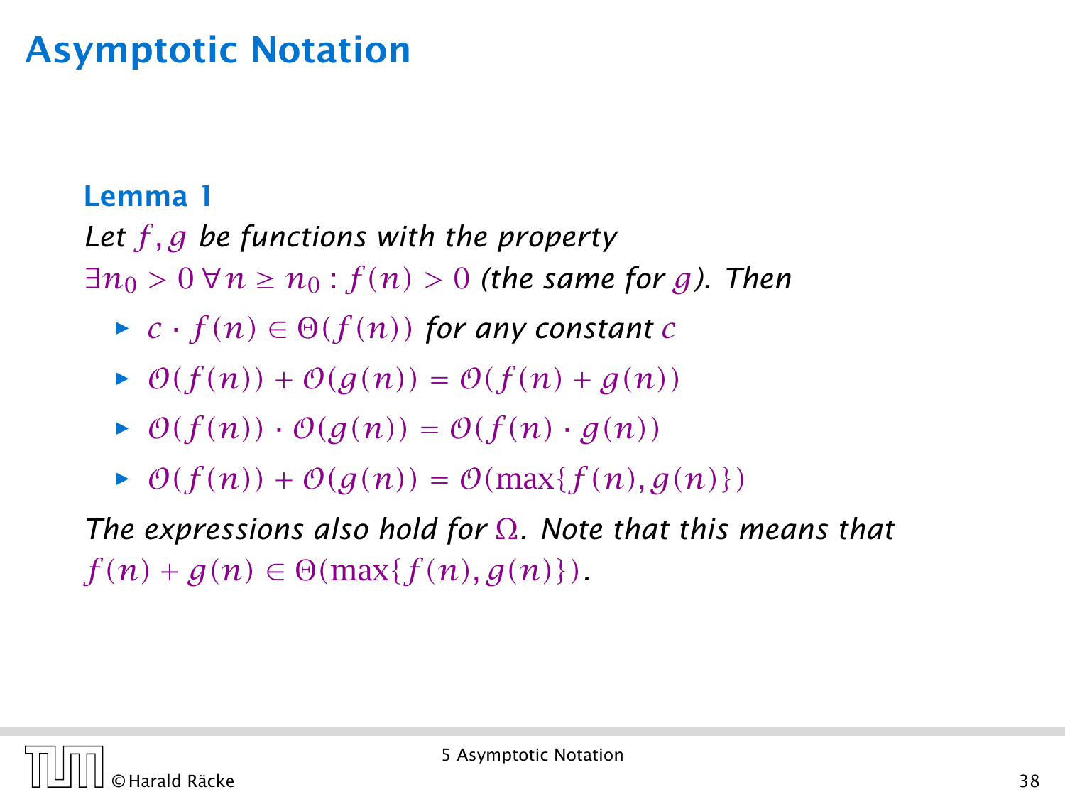# Asymptotic Notation

**Lemma 1**

*Let $f, g$ be functions with the property $\exists n_0 > 0\, \forall n \geq n_0 : f(n) > 0$ (the same for $g$). Then*

- $c \cdot f(n) \in \Theta(f(n))$ *for any constant* $c$
- $\mathcal{O}(f(n)) + \mathcal{O}(g(n)) = \mathcal{O}(f(n) + g(n))$
- $\mathcal{O}(f(n)) \cdot \mathcal{O}(g(n)) = \mathcal{O}(f(n) \cdot g(n))$
- $\mathcal{O}(f(n)) + \mathcal{O}(g(n)) = \mathcal{O}(\max\{f(n), g(n)\})$

*The expressions also hold for $\Omega$. Note that this means that $f(n) + g(n) \in \Theta(\max\{f(n), g(n)\})$.*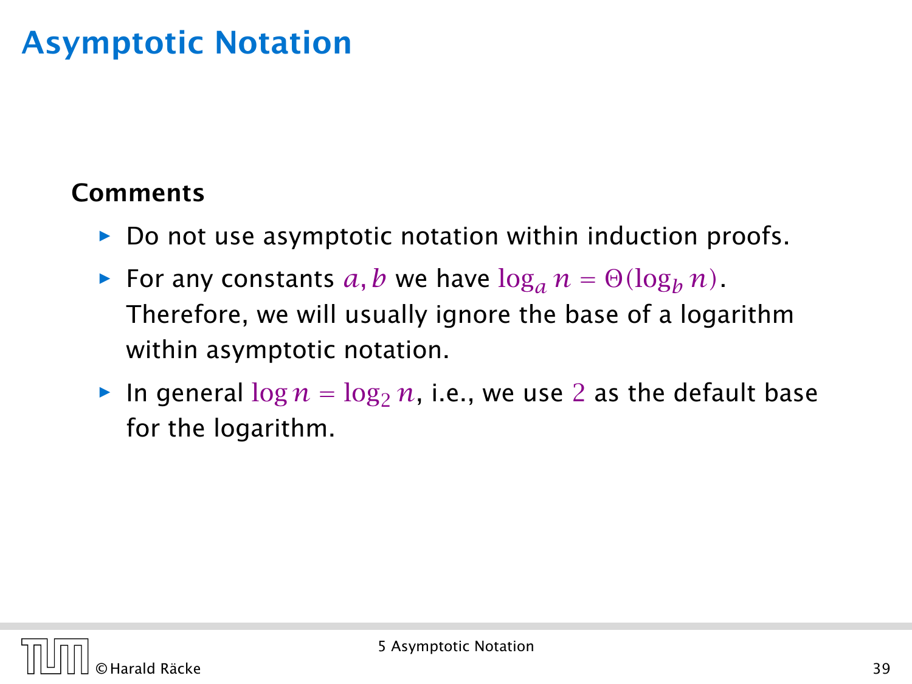# Asymptotic Notation

**Comments**

- Do not use asymptotic notation within induction proofs.
- For any constants $a, b$ we have $\log_a n = \Theta(\log_b n)$. Therefore, we will usually ignore the base of a logarithm within asymptotic notation.
- In general $\log n = \log_2 n$, i.e., we use $2$ as the default base for the logarithm.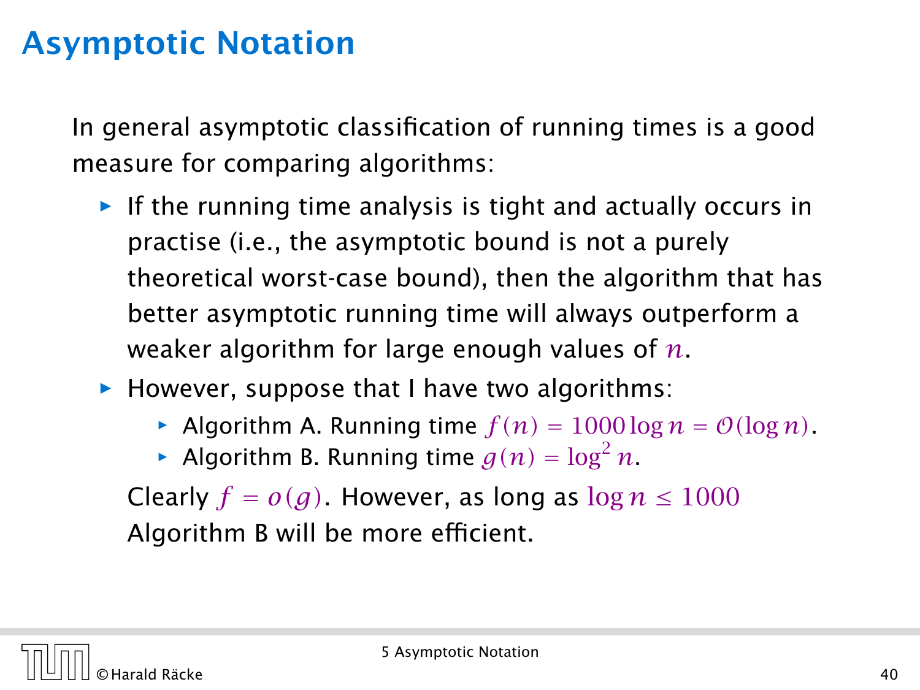# Asymptotic Notation

In general asymptotic classification of running times is a good measure for comparing algorithms:

- If the running time analysis is tight and actually occurs in practise (i.e., the asymptotic bound is not a purely theoretical worst-case bound), then the algorithm that has better asymptotic running time will always outperform a weaker algorithm for large enough values of $n$.
- However, suppose that I have two algorithms:
  - Algorithm A. Running time $f(n) = 1000 \log n = \mathcal{O}(\log n)$.
  - Algorithm B. Running time $g(n) = \log^2 n$.

  Clearly $f = o(g)$. However, as long as $\log n \leq 1000$ Algorithm B will be more efficient.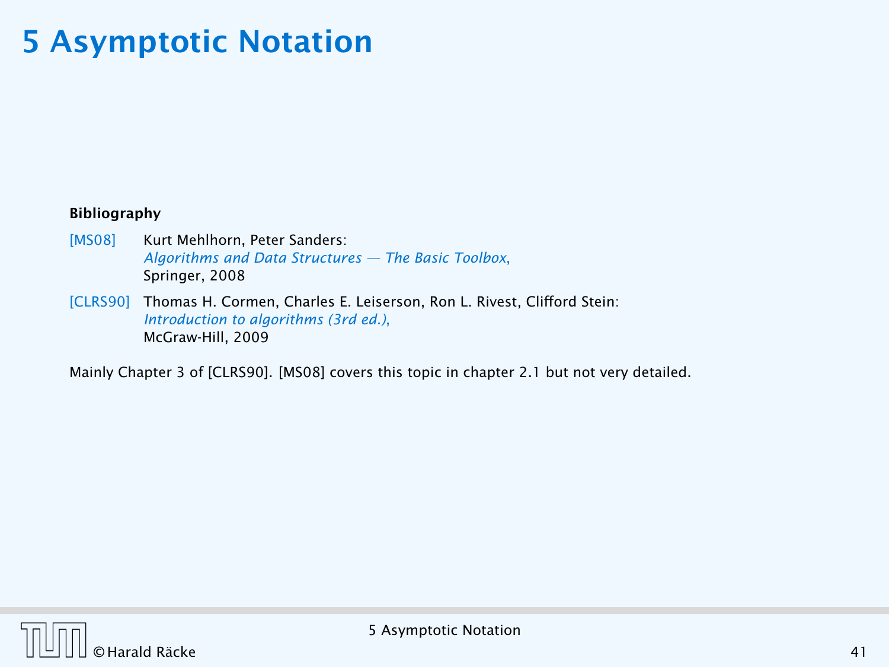# 5 Asymptotic Notation

**Bibliography**

[MS08] Kurt Mehlhorn, Peter Sanders:
*Algorithms and Data Structures — The Basic Toolbox*,
Springer, 2008

[CLRS90] Thomas H. Cormen, Charles E. Leiserson, Ron L. Rivest, Clifford Stein:
*Introduction to algorithms (3rd ed.)*,
McGraw-Hill, 2009

Mainly Chapter 3 of [CLRS90]. [MS08] covers this topic in chapter 2.1 but not very detailed.